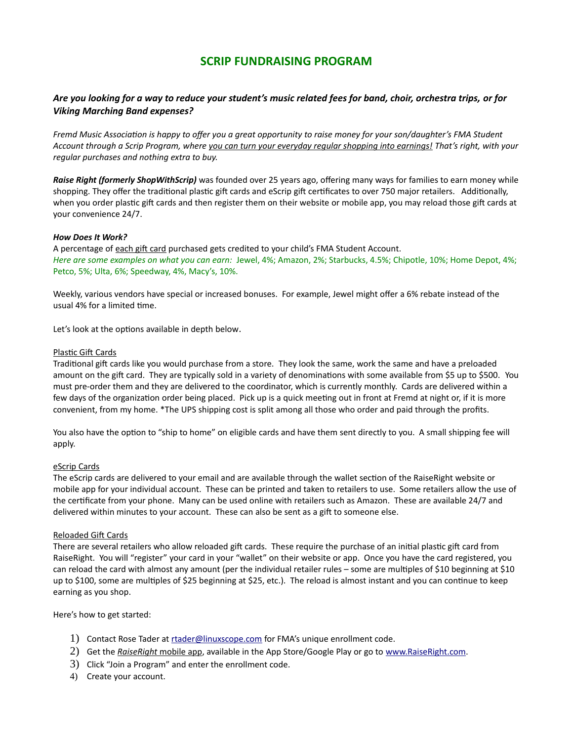# SCRIP FUNDRAISING PROGRAM

***Are you looking for a way to reduce your student's music related fees for band, choir, orchestra trips, or for Viking Marching Band expenses?***

*Fremd Music Association is happy to offer you a great opportunity to raise money for your son/daughter's FMA Student Account through a Scrip Program, where <u>you can turn your everyday regular shopping into earnings!</u> That's right, with your regular purchases and nothing extra to buy.*

***Raise Right (formerly ShopWithScrip)*** was founded over 25 years ago, offering many ways for families to earn money while shopping. They offer the traditional plastic gift cards and eScrip gift certificates to over 750 major retailers. Additionally, when you order plastic gift cards and then register them on their website or mobile app, you may reload those gift cards at your convenience 24/7.

***How Does It Work?***

A percentage of <u>each gift card</u> purchased gets credited to your child's FMA Student Account.
*Here are some examples on what you can earn:* Jewel, 4%; Amazon, 2%; Starbucks, 4.5%; Chipotle, 10%; Home Depot, 4%; Petco, 5%; Ulta, 6%; Speedway, 4%, Macy's, 10%.

Weekly, various vendors have special or increased bonuses. For example, Jewel might offer a 6% rebate instead of the usual 4% for a limited time.

Let's look at the options available in depth below.

<u>Plastic Gift Cards</u>

Traditional gift cards like you would purchase from a store. They look the same, work the same and have a preloaded amount on the gift card. They are typically sold in a variety of denominations with some available from $5 up to $500. You must pre-order them and they are delivered to the coordinator, which is currently monthly. Cards are delivered within a few days of the organization order being placed. Pick up is a quick meeting out in front at Fremd at night or, if it is more convenient, from my home. *The UPS shipping cost is split among all those who order and paid through the profits.

You also have the option to "ship to home" on eligible cards and have them sent directly to you. A small shipping fee will apply.

<u>eScrip Cards</u>

The eScrip cards are delivered to your email and are available through the wallet section of the RaiseRight website or mobile app for your individual account. These can be printed and taken to retailers to use. Some retailers allow the use of the certificate from your phone. Many can be used online with retailers such as Amazon. These are available 24/7 and delivered within minutes to your account. These can also be sent as a gift to someone else.

<u>Reloaded Gift Cards</u>

There are several retailers who allow reloaded gift cards. These require the purchase of an initial plastic gift card from RaiseRight. You will "register" your card in your "wallet" on their website or app. Once you have the card registered, you can reload the card with almost any amount (per the individual retailer rules – some are multiples of $10 beginning at $10 up to $100, some are multiples of $25 beginning at $25, etc.). The reload is almost instant and you can continue to keep earning as you shop.

Here's how to get started:

1) Contact Rose Tader at rtader@linuxscope.com for FMA's unique enrollment code.
2) Get the <u>*RaiseRight* mobile app</u>, available in the App Store/Google Play or go to www.RaiseRight.com.
3) Click "Join a Program" and enter the enrollment code.
4) Create your account.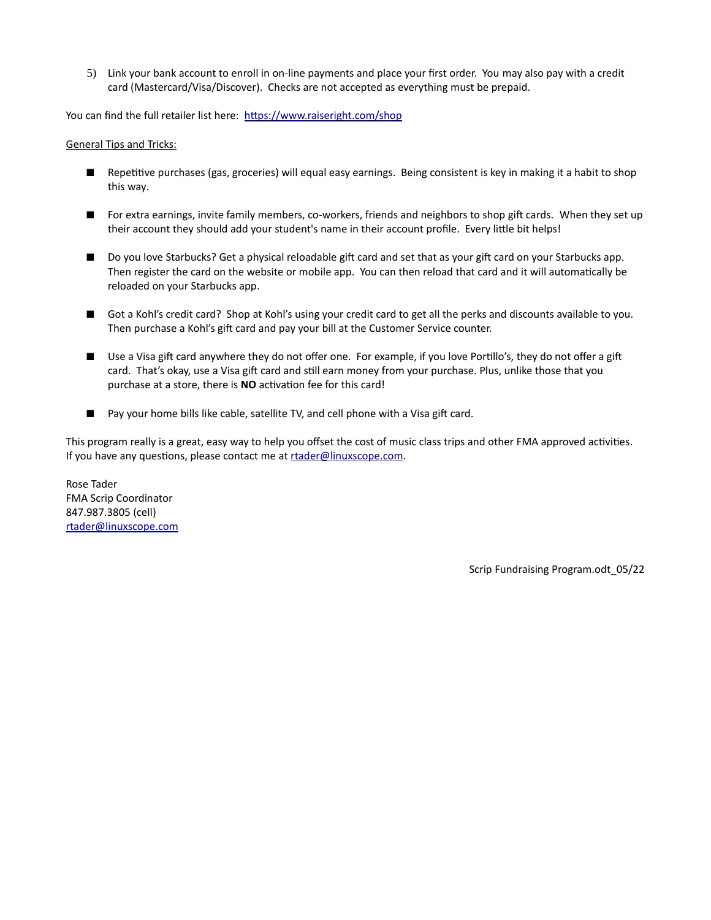5) Link your bank account to enroll in on-line payments and place your first order. You may also pay with a credit card (Mastercard/Visa/Discover). Checks are not accepted as everything must be prepaid.

You can find the full retailer list here: [https://www.raiseright.com/shop](https://www.raiseright.com/shop)

General Tips and Tricks:

- Repetitive purchases (gas, groceries) will equal easy earnings. Being consistent is key in making it a habit to shop this way.

- For extra earnings, invite family members, co-workers, friends and neighbors to shop gift cards. When they set up their account they should add your student's name in their account profile. Every little bit helps!

- Do you love Starbucks? Get a physical reloadable gift card and set that as your gift card on your Starbucks app. Then register the card on the website or mobile app. You can then reload that card and it will automatically be reloaded on your Starbucks app.

- Got a Kohl's credit card? Shop at Kohl's using your credit card to get all the perks and discounts available to you. Then purchase a Kohl's gift card and pay your bill at the Customer Service counter.

- Use a Visa gift card anywhere they do not offer one. For example, if you love Portillo's, they do not offer a gift card. That's okay, use a Visa gift card and still earn money from your purchase. Plus, unlike those that you purchase at a store, there is **NO** activation fee for this card!

- Pay your home bills like cable, satellite TV, and cell phone with a Visa gift card.

This program really is a great, easy way to help you offset the cost of music class trips and other FMA approved activities. If you have any questions, please contact me at [rtader@linuxscope.com](mailto:rtader@linuxscope.com).

Rose Tader
FMA Scrip Coordinator
847.987.3805 (cell)
[rtader@linuxscope.com](mailto:rtader@linuxscope.com)

Scrip Fundraising Program.odt_05/22